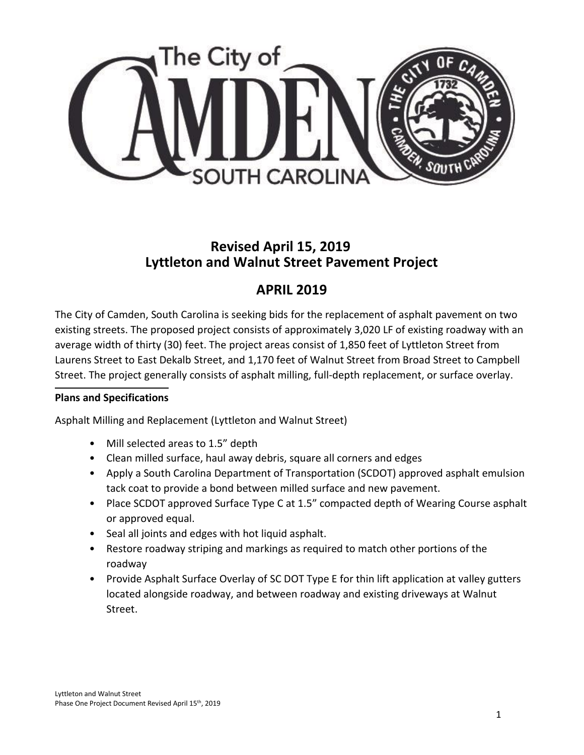# Revised April 15, 2019
# Lyttleton and Walnut Street Pavement Project

## APRIL 2019

The City of Camden, South Carolina is seeking bids for the replacement of asphalt pavement on two existing streets. The proposed project consists of approximately 3,020 LF of existing roadway with an average width of thirty (30) feet. The project areas consist of 1,850 feet of Lyttleton Street from Laurens Street to East Dekalb Street, and 1,170 feet of Walnut Street from Broad Street to Campbell Street. The project generally consists of asphalt milling, full-depth replacement, or surface overlay.

### Plans and Specifications

Asphalt Milling and Replacement (Lyttleton and Walnut Street)

- Mill selected areas to 1.5" depth
- Clean milled surface, haul away debris, square all corners and edges
- Apply a South Carolina Department of Transportation (SCDOT) approved asphalt emulsion tack coat to provide a bond between milled surface and new pavement.
- Place SCDOT approved Surface Type C at 1.5" compacted depth of Wearing Course asphalt or approved equal.
- Seal all joints and edges with hot liquid asphalt.
- Restore roadway striping and markings as required to match other portions of the roadway
- Provide Asphalt Surface Overlay of SC DOT Type E for thin lift application at valley gutters located alongside roadway, and between roadway and existing driveways at Walnut Street.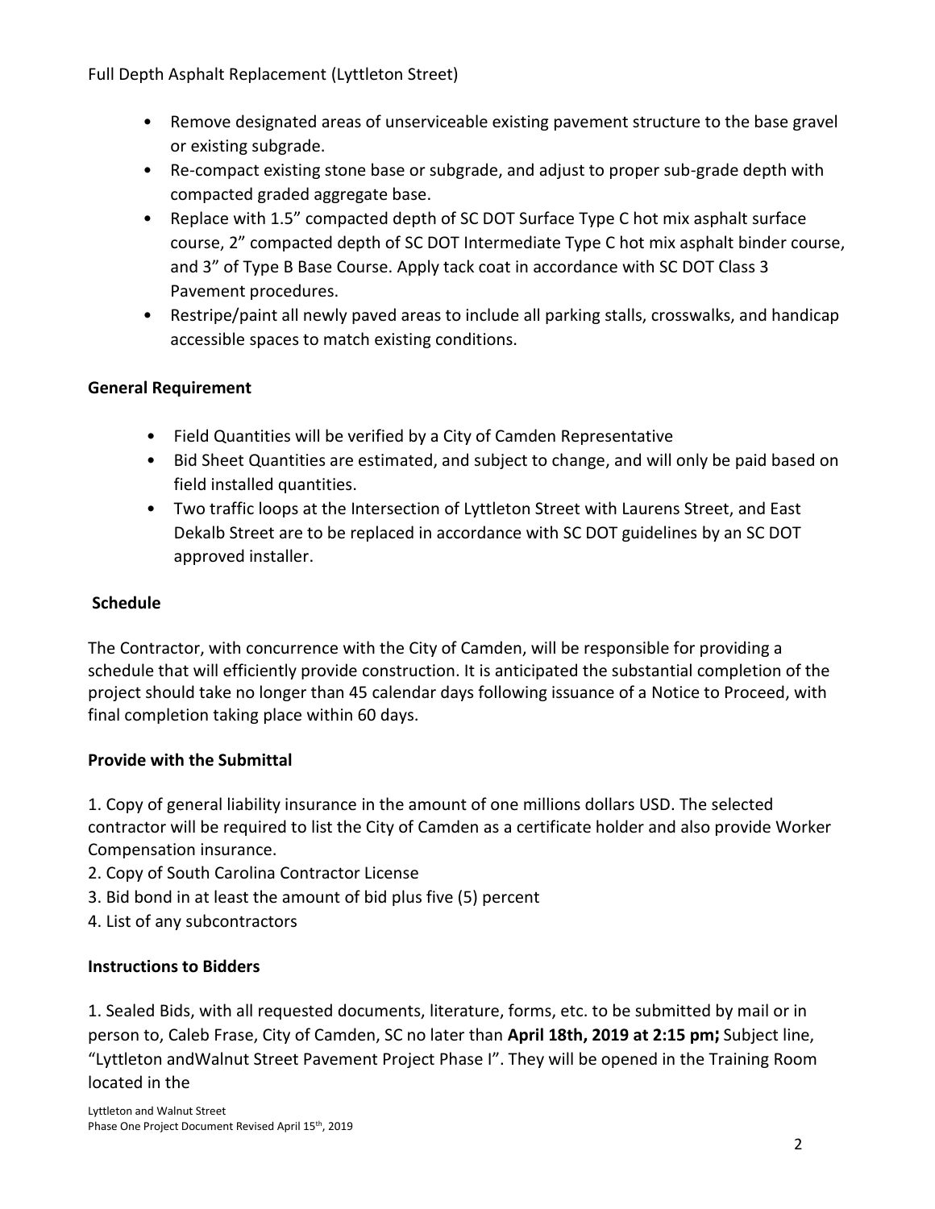Full Depth Asphalt Replacement (Lyttleton Street)

- Remove designated areas of unserviceable existing pavement structure to the base gravel or existing subgrade.
- Re-compact existing stone base or subgrade, and adjust to proper sub-grade depth with compacted graded aggregate base.
- Replace with 1.5" compacted depth of SC DOT Surface Type C hot mix asphalt surface course, 2" compacted depth of SC DOT Intermediate Type C hot mix asphalt binder course, and 3" of Type B Base Course. Apply tack coat in accordance with SC DOT Class 3 Pavement procedures.
- Restripe/paint all newly paved areas to include all parking stalls, crosswalks, and handicap accessible spaces to match existing conditions.

**General Requirement**

- Field Quantities will be verified by a City of Camden Representative
- Bid Sheet Quantities are estimated, and subject to change, and will only be paid based on field installed quantities.
- Two traffic loops at the Intersection of Lyttleton Street with Laurens Street, and East Dekalb Street are to be replaced in accordance with SC DOT guidelines by an SC DOT approved installer.

**Schedule**

The Contractor, with concurrence with the City of Camden, will be responsible for providing a schedule that will efficiently provide construction. It is anticipated the substantial completion of the project should take no longer than 45 calendar days following issuance of a Notice to Proceed, with final completion taking place within 60 days.

**Provide with the Submittal**

1. Copy of general liability insurance in the amount of one millions dollars USD. The selected contractor will be required to list the City of Camden as a certificate holder and also provide Worker Compensation insurance.
2. Copy of South Carolina Contractor License
3. Bid bond in at least the amount of bid plus five (5) percent
4. List of any subcontractors

**Instructions to Bidders**

1. Sealed Bids, with all requested documents, literature, forms, etc. to be submitted by mail or in person to, Caleb Frase, City of Camden, SC no later than **April 18th, 2019 at 2:15 pm;** Subject line, "Lyttleton andWalnut Street Pavement Project Phase I". They will be opened in the Training Room located in the

Lyttleton and Walnut Street
Phase One Project Document Revised April 15th, 2019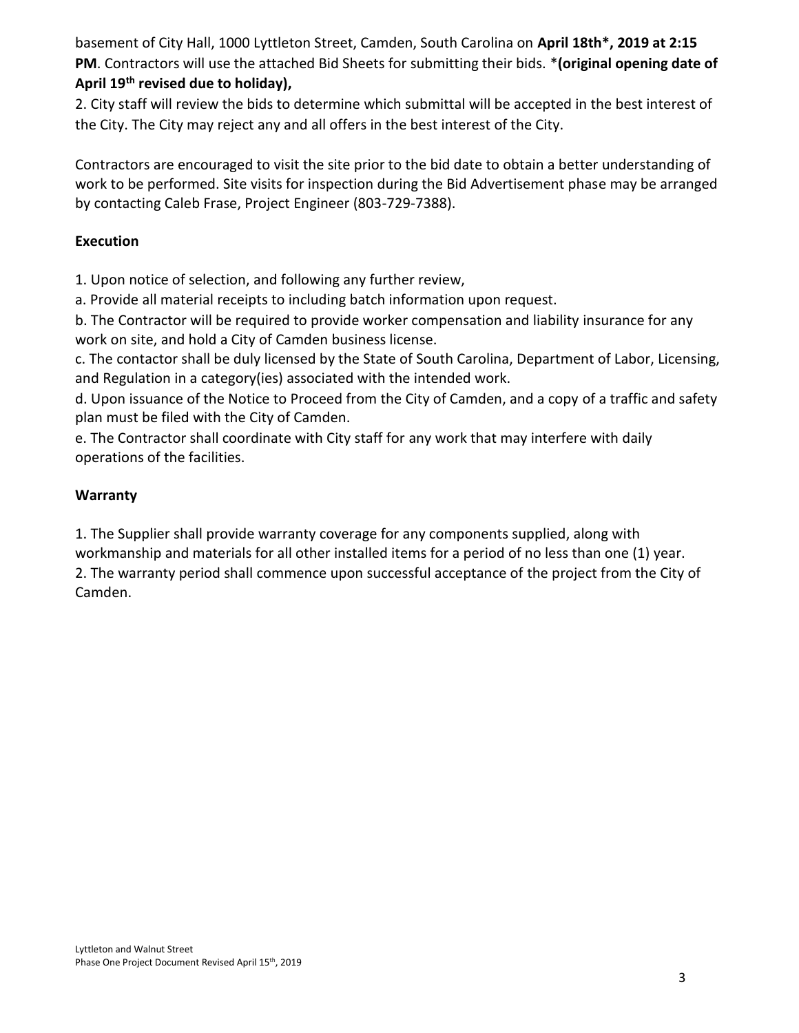basement of City Hall, 1000 Lyttleton Street, Camden, South Carolina on **April 18th\*, 2019 at 2:15 PM**. Contractors will use the attached Bid Sheets for submitting their bids. \***(original opening date of April 19th revised due to holiday),**

2. City staff will review the bids to determine which submittal will be accepted in the best interest of the City. The City may reject any and all offers in the best interest of the City.

Contractors are encouraged to visit the site prior to the bid date to obtain a better understanding of work to be performed. Site visits for inspection during the Bid Advertisement phase may be arranged by contacting Caleb Frase, Project Engineer (803-729-7388).

**Execution**

1. Upon notice of selection, and following any further review,

a. Provide all material receipts to including batch information upon request.

b. The Contractor will be required to provide worker compensation and liability insurance for any work on site, and hold a City of Camden business license.

c. The contactor shall be duly licensed by the State of South Carolina, Department of Labor, Licensing, and Regulation in a category(ies) associated with the intended work.

d. Upon issuance of the Notice to Proceed from the City of Camden, and a copy of a traffic and safety plan must be filed with the City of Camden.

e. The Contractor shall coordinate with City staff for any work that may interfere with daily operations of the facilities.

**Warranty**

1. The Supplier shall provide warranty coverage for any components supplied, along with workmanship and materials for all other installed items for a period of no less than one (1) year.

2. The warranty period shall commence upon successful acceptance of the project from the City of Camden.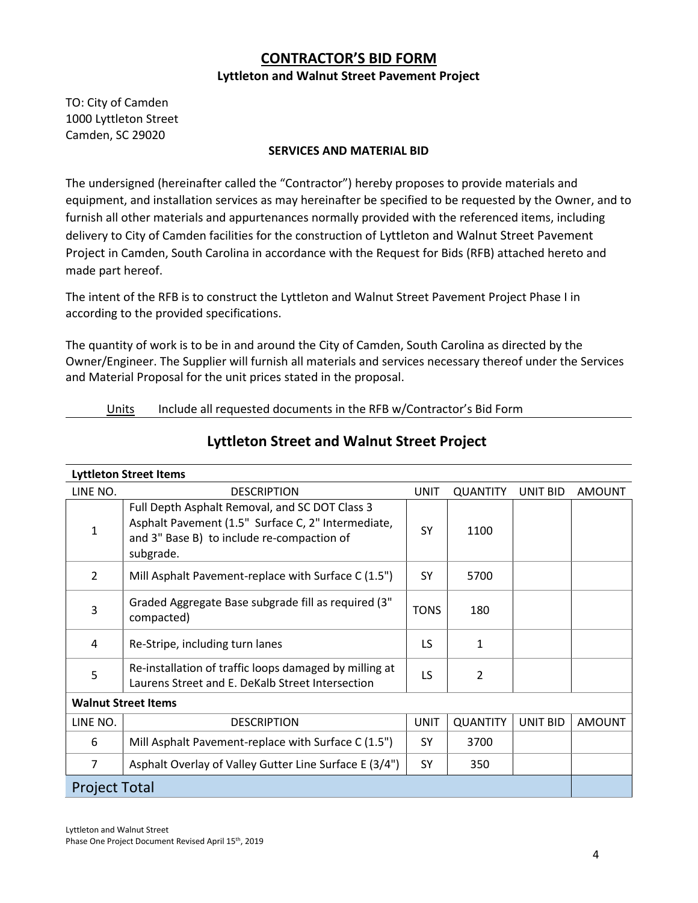## CONTRACTOR'S BID FORM

**Lyttleton and Walnut Street Pavement Project**

TO: City of Camden
1000 Lyttleton Street
Camden, SC 29020

**SERVICES AND MATERIAL BID**

The undersigned (hereinafter called the "Contractor") hereby proposes to provide materials and equipment, and installation services as may hereinafter be specified to be requested by the Owner, and to furnish all other materials and appurtenances normally provided with the referenced items, including delivery to City of Camden facilities for the construction of Lyttleton and Walnut Street Pavement Project in Camden, South Carolina in accordance with the Request for Bids (RFB) attached hereto and made part hereof.

The intent of the RFB is to construct the Lyttleton and Walnut Street Pavement Project Phase I in according to the provided specifications.

The quantity of work is to be in and around the City of Camden, South Carolina as directed by the Owner/Engineer. The Supplier will furnish all materials and services necessary thereof under the Services and Material Proposal for the unit prices stated in the proposal.

Units Include all requested documents in the RFB w/Contractor's Bid Form

## Lyttleton Street and Walnut Street Project

| **Lyttleton Street Items** | | | | | |
|---|---|---|---|---|---|
| LINE NO. | DESCRIPTION | UNIT | QUANTITY | UNIT BID | AMOUNT |
| 1 | Full Depth Asphalt Removal, and SC DOT Class 3 Asphalt Pavement (1.5" Surface C, 2" Intermediate, and 3" Base B) to include re-compaction of subgrade. | SY | 1100 | | |
| 2 | Mill Asphalt Pavement-replace with Surface C (1.5") | SY | 5700 | | |
| 3 | Graded Aggregate Base subgrade fill as required (3" compacted) | TONS | 180 | | |
| 4 | Re-Stripe, including turn lanes | LS | 1 | | |
| 5 | Re-installation of traffic loops damaged by milling at Laurens Street and E. DeKalb Street Intersection | LS | 2 | | |
| **Walnut Street Items** | | | | | |
| LINE NO. | DESCRIPTION | UNIT | QUANTITY | UNIT BID | AMOUNT |
| 6 | Mill Asphalt Pavement-replace with Surface C (1.5") | SY | 3700 | | |
| 7 | Asphalt Overlay of Valley Gutter Line Surface E (3/4") | SY | 350 | | |
| Project Total | | | | | |

Lyttleton and Walnut Street
Phase One Project Document Revised April 15th, 2019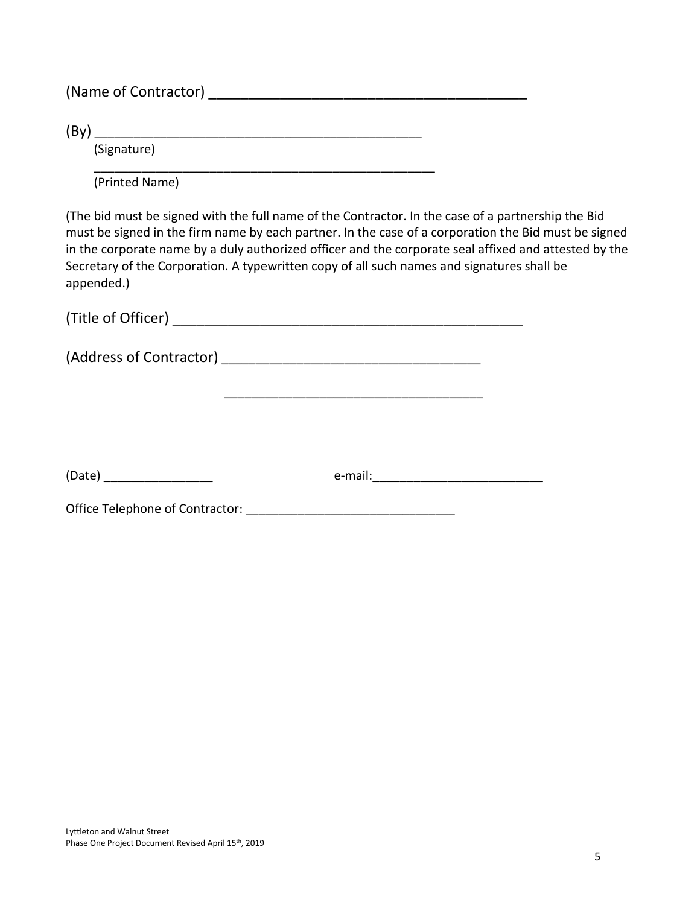(Name of Contractor) ________________________________________

(By) ____________________________________________
(Signature)
________________________________________________
(Printed Name)

(The bid must be signed with the full name of the Contractor. In the case of a partnership the Bid must be signed in the firm name by each partner. In the case of a corporation the Bid must be signed in the corporate name by a duly authorized officer and the corporate seal affixed and attested by the Secretary of the Corporation. A typewritten copy of all such names and signatures shall be appended.)

(Title of Officer) ____________________________________________

(Address of Contractor) _________________________________

_________________________________

(Date) ________________ e-mail:________________________

Office Telephone of Contractor: ______________________________

Lyttleton and Walnut Street
Phase One Project Document Revised April 15th, 2019